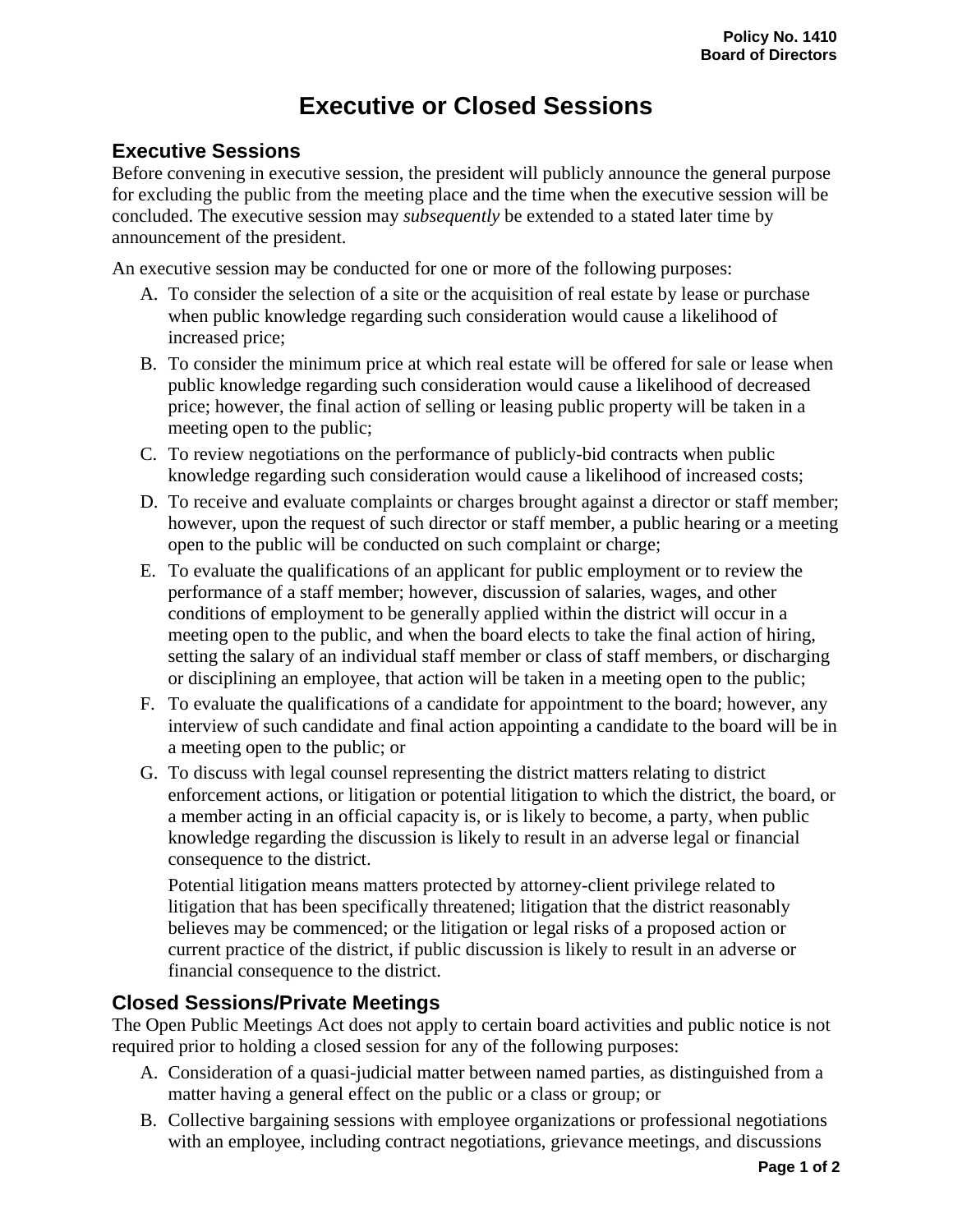# Executive or Closed Sessions

## Executive Sessions

Before convening in executive session, the president will publicly announce the general purpose for excluding the public from the meeting place and the time when the executive session will be concluded. The executive session may *subsequently* be extended to a stated later time by announcement of the president.

An executive session may be conducted for one or more of the following purposes:

A. To consider the selection of a site or the acquisition of real estate by lease or purchase when public knowledge regarding such consideration would cause a likelihood of increased price;

B. To consider the minimum price at which real estate will be offered for sale or lease when public knowledge regarding such consideration would cause a likelihood of decreased price; however, the final action of selling or leasing public property will be taken in a meeting open to the public;

C. To review negotiations on the performance of publicly-bid contracts when public knowledge regarding such consideration would cause a likelihood of increased costs;

D. To receive and evaluate complaints or charges brought against a director or staff member; however, upon the request of such director or staff member, a public hearing or a meeting open to the public will be conducted on such complaint or charge;

E. To evaluate the qualifications of an applicant for public employment or to review the performance of a staff member; however, discussion of salaries, wages, and other conditions of employment to be generally applied within the district will occur in a meeting open to the public, and when the board elects to take the final action of hiring, setting the salary of an individual staff member or class of staff members, or discharging or disciplining an employee, that action will be taken in a meeting open to the public;

F. To evaluate the qualifications of a candidate for appointment to the board; however, any interview of such candidate and final action appointing a candidate to the board will be in a meeting open to the public; or

G. To discuss with legal counsel representing the district matters relating to district enforcement actions, or litigation or potential litigation to which the district, the board, or a member acting in an official capacity is, or is likely to become, a party, when public knowledge regarding the discussion is likely to result in an adverse legal or financial consequence to the district.

   Potential litigation means matters protected by attorney-client privilege related to litigation that has been specifically threatened; litigation that the district reasonably believes may be commenced; or the litigation or legal risks of a proposed action or current practice of the district, if public discussion is likely to result in an adverse or financial consequence to the district.

## Closed Sessions/Private Meetings

The Open Public Meetings Act does not apply to certain board activities and public notice is not required prior to holding a closed session for any of the following purposes:

A. Consideration of a quasi-judicial matter between named parties, as distinguished from a matter having a general effect on the public or a class or group; or

B. Collective bargaining sessions with employee organizations or professional negotiations with an employee, including contract negotiations, grievance meetings, and discussions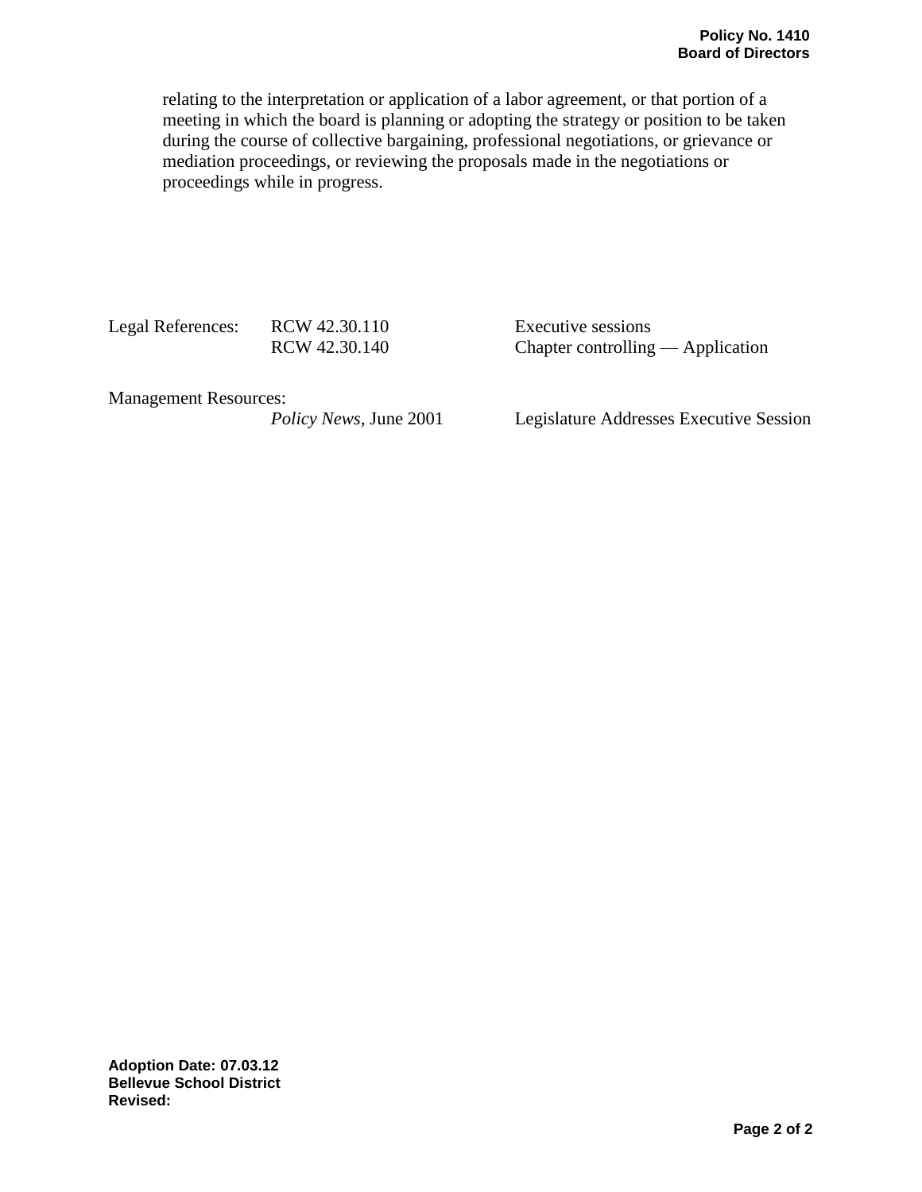relating to the interpretation or application of a labor agreement, or that portion of a meeting in which the board is planning or adopting the strategy or position to be taken during the course of collective bargaining, professional negotiations, or grievance or mediation proceedings, or reviewing the proposals made in the negotiations or proceedings while in progress.

| | | |
|---|---|---|
| Legal References: | RCW 42.30.110 | Executive sessions |
| | RCW 42.30.140 | Chapter controlling — Application |
| Management Resources: | | |
| | *Policy News*, June 2001 | Legislature Addresses Executive Session |

**Adoption Date: 07.03.12**
**Bellevue School District**
**Revised:**